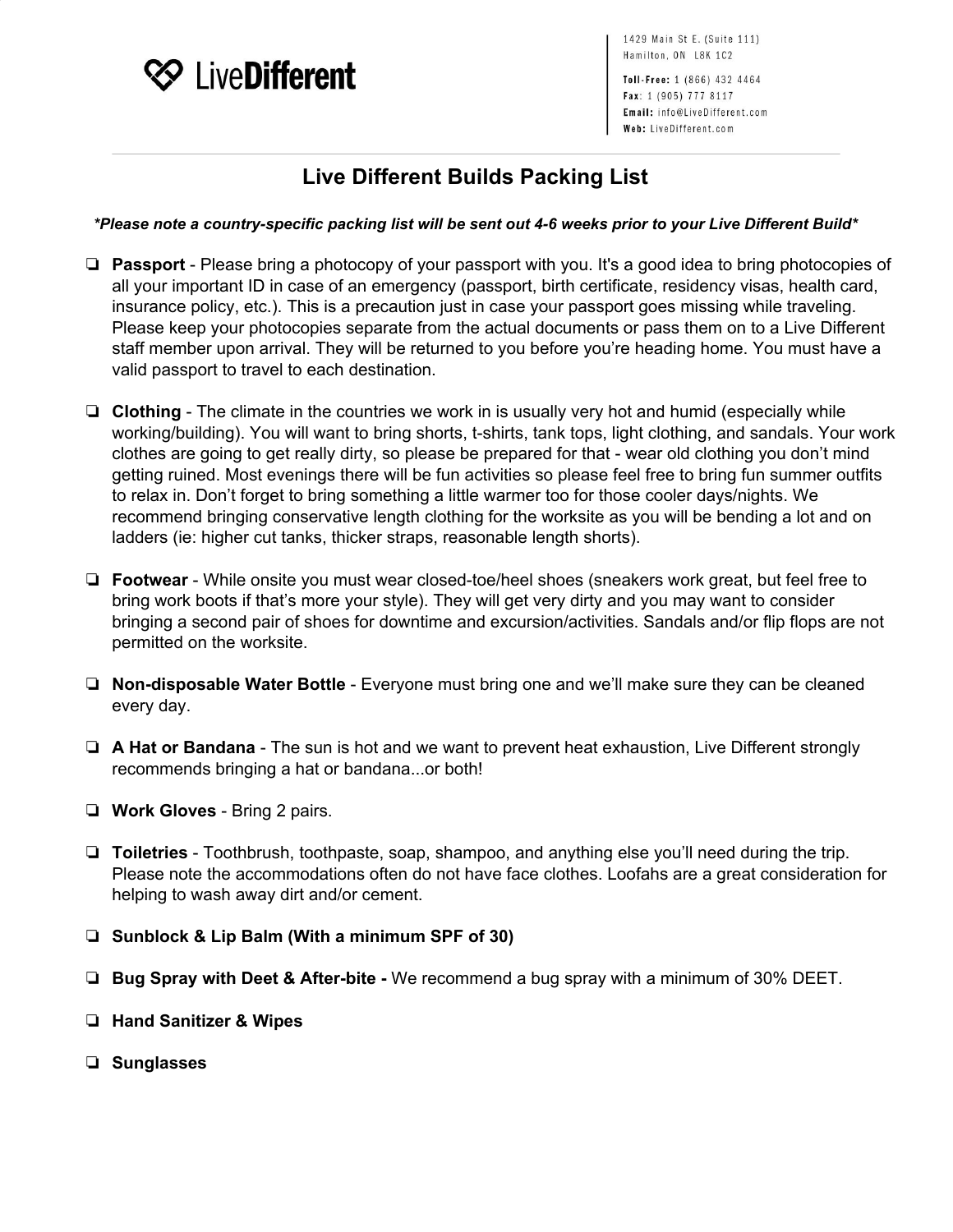LiveDifferent

1429 Main St E. (Suite 111)
Hamilton, ON L8K 1C2

**Toll-Free:** 1 (866) 432 4464
**Fax:** 1 (905) 777 8117
**Email:** info@LiveDifferent.com
**Web:** LiveDifferent.com

---

# Live Different Builds Packing List

***Please note a country-specific packing list will be sent out 4-6 weeks prior to your Live Different Build***

- ❏ **Passport** - Please bring a photocopy of your passport with you. It's a good idea to bring photocopies of all your important ID in case of an emergency (passport, birth certificate, residency visas, health card, insurance policy, etc.). This is a precaution just in case your passport goes missing while traveling. Please keep your photocopies separate from the actual documents or pass them on to a Live Different staff member upon arrival. They will be returned to you before you're heading home. You must have a valid passport to travel to each destination.

- ❏ **Clothing** - The climate in the countries we work in is usually very hot and humid (especially while working/building). You will want to bring shorts, t-shirts, tank tops, light clothing, and sandals. Your work clothes are going to get really dirty, so please be prepared for that - wear old clothing you don't mind getting ruined. Most evenings there will be fun activities so please feel free to bring fun summer outfits to relax in. Don't forget to bring something a little warmer too for those cooler days/nights. We recommend bringing conservative length clothing for the worksite as you will be bending a lot and on ladders (ie: higher cut tanks, thicker straps, reasonable length shorts).

- ❏ **Footwear** - While onsite you must wear closed-toe/heel shoes (sneakers work great, but feel free to bring work boots if that's more your style). They will get very dirty and you may want to consider bringing a second pair of shoes for downtime and excursion/activities. Sandals and/or flip flops are not permitted on the worksite.

- ❏ **Non-disposable Water Bottle** - Everyone must bring one and we'll make sure they can be cleaned every day.

- ❏ **A Hat or Bandana** - The sun is hot and we want to prevent heat exhaustion, Live Different strongly recommends bringing a hat or bandana...or both!

- ❏ **Work Gloves** - Bring 2 pairs.

- ❏ **Toiletries** - Toothbrush, toothpaste, soap, shampoo, and anything else you'll need during the trip. Please note the accommodations often do not have face clothes. Loofahs are a great consideration for helping to wash away dirt and/or cement.

- ❏ **Sunblock & Lip Balm (With a minimum SPF of 30)**

- ❏ **Bug Spray with Deet & After-bite -** We recommend a bug spray with a minimum of 30% DEET.

- ❏ **Hand Sanitizer & Wipes**

- ❏ **Sunglasses**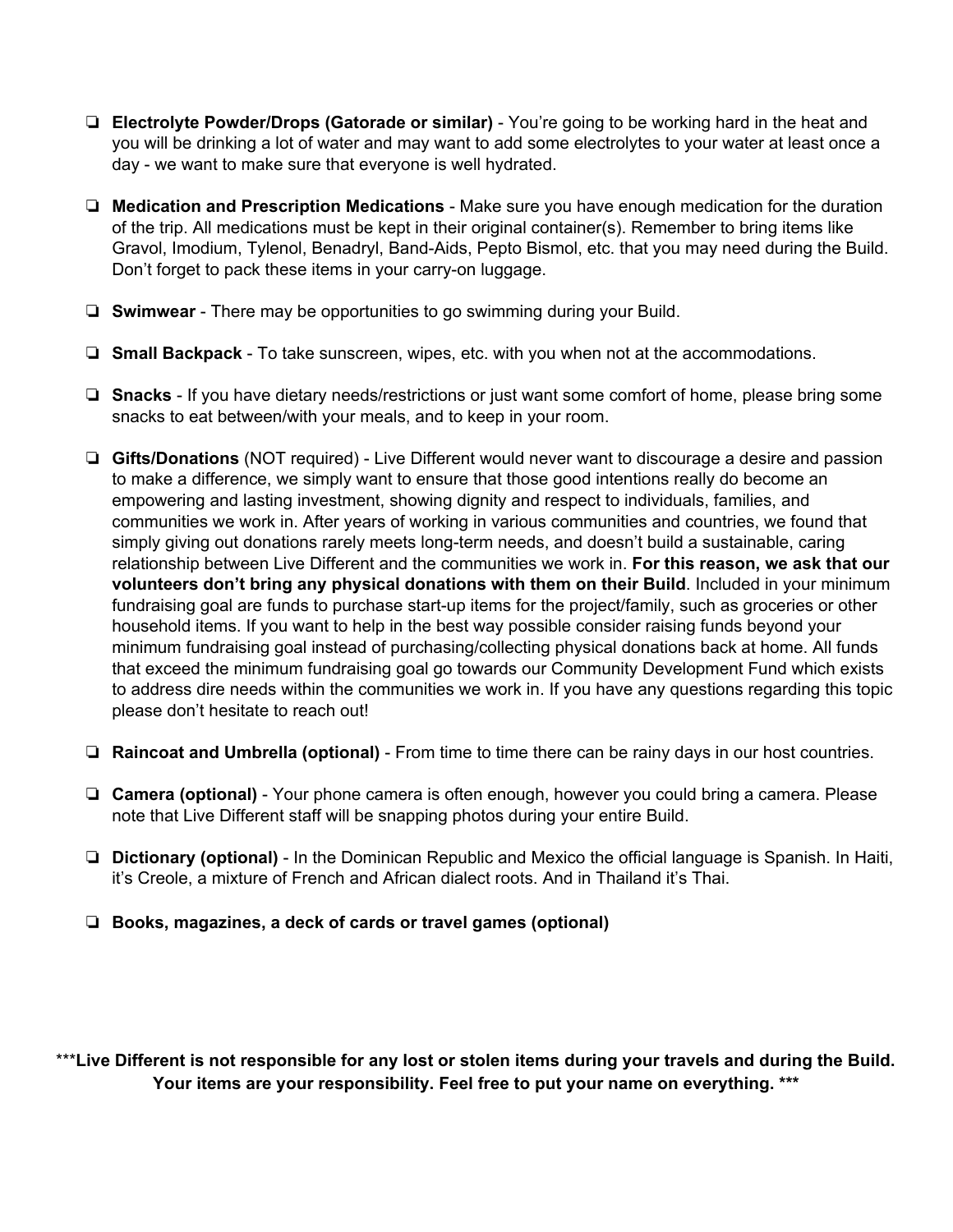- ❏ **Electrolyte Powder/Drops (Gatorade or similar)** - You're going to be working hard in the heat and you will be drinking a lot of water and may want to add some electrolytes to your water at least once a day - we want to make sure that everyone is well hydrated.

- ❏ **Medication and Prescription Medications** - Make sure you have enough medication for the duration of the trip. All medications must be kept in their original container(s). Remember to bring items like Gravol, Imodium, Tylenol, Benadryl, Band-Aids, Pepto Bismol, etc. that you may need during the Build. Don't forget to pack these items in your carry-on luggage.

- ❏ **Swimwear** - There may be opportunities to go swimming during your Build.

- ❏ **Small Backpack** - To take sunscreen, wipes, etc. with you when not at the accommodations.

- ❏ **Snacks** - If you have dietary needs/restrictions or just want some comfort of home, please bring some snacks to eat between/with your meals, and to keep in your room.

- ❏ **Gifts/Donations** (NOT required) - Live Different would never want to discourage a desire and passion to make a difference, we simply want to ensure that those good intentions really do become an empowering and lasting investment, showing dignity and respect to individuals, families, and communities we work in. After years of working in various communities and countries, we found that simply giving out donations rarely meets long-term needs, and doesn't build a sustainable, caring relationship between Live Different and the communities we work in. **For this reason, we ask that our volunteers don't bring any physical donations with them on their Build**. Included in your minimum fundraising goal are funds to purchase start-up items for the project/family, such as groceries or other household items. If you want to help in the best way possible consider raising funds beyond your minimum fundraising goal instead of purchasing/collecting physical donations back at home. All funds that exceed the minimum fundraising goal go towards our Community Development Fund which exists to address dire needs within the communities we work in. If you have any questions regarding this topic please don't hesitate to reach out!

- ❏ **Raincoat and Umbrella (optional)** - From time to time there can be rainy days in our host countries.

- ❏ **Camera (optional)** - Your phone camera is often enough, however you could bring a camera. Please note that Live Different staff will be snapping photos during your entire Build.

- ❏ **Dictionary (optional)** - In the Dominican Republic and Mexico the official language is Spanish. In Haiti, it's Creole, a mixture of French and African dialect roots. And in Thailand it's Thai.

- ❏ **Books, magazines, a deck of cards or travel games (optional)**

***Live Different is not responsible for any lost or stolen items during your travels and during the Build. Your items are your responsibility. Feel free to put your name on everything. ***